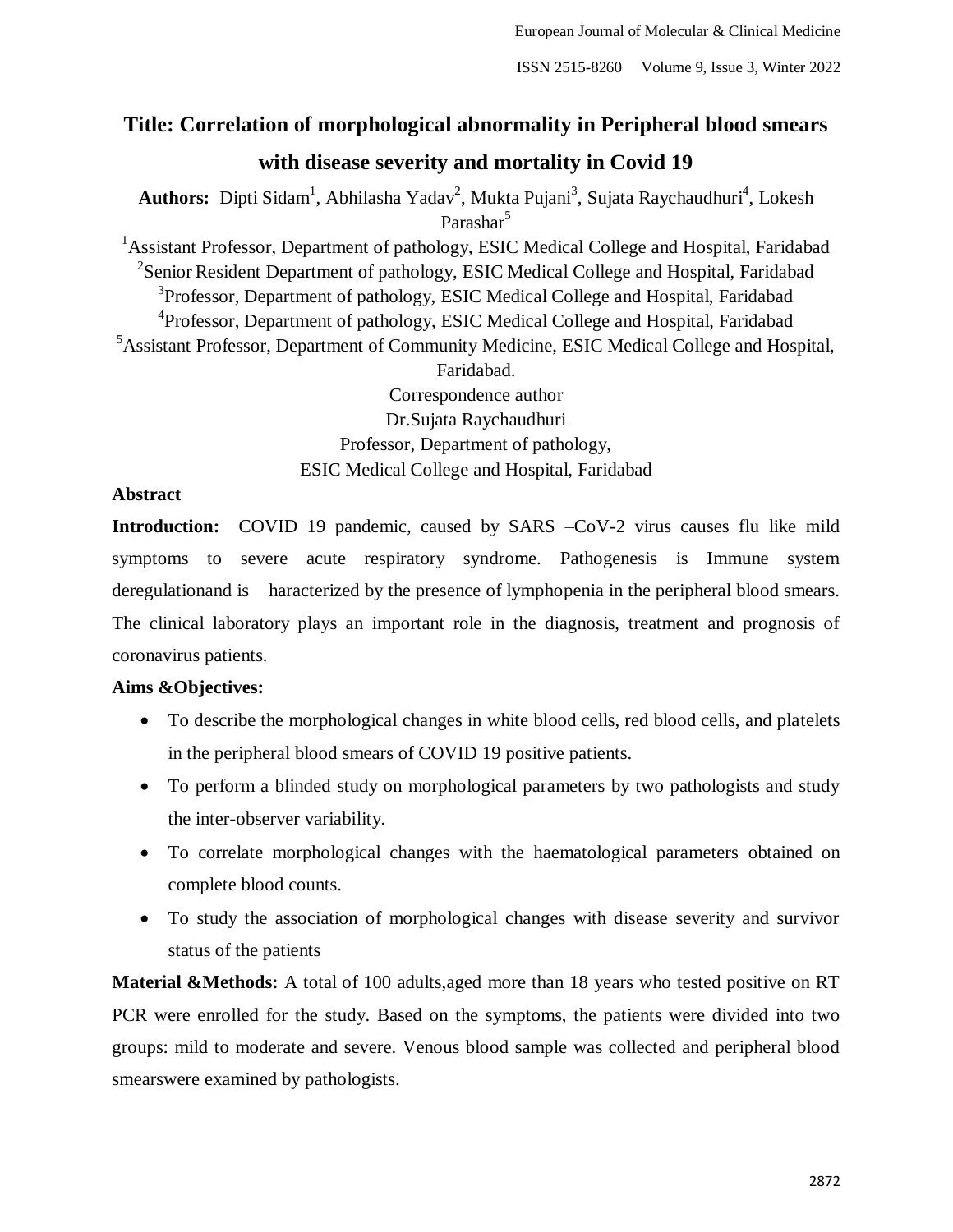# Title: Correlation of morphological abnormality in Peripheral blood smears with disease severity and mortality in Covid 19

**Authors:** Dipti Sidam[1], Abhilasha Yadav[2], Mukta Pujani[3], Sujata Raychaudhuri[4], Lokesh Parashar[5]

[1]Assistant Professor, Department of pathology, ESIC Medical College and Hospital, Faridabad

[2]Senior Resident Department of pathology, ESIC Medical College and Hospital, Faridabad

[3]Professor, Department of pathology, ESIC Medical College and Hospital, Faridabad

[4]Professor, Department of pathology, ESIC Medical College and Hospital, Faridabad

[5]Assistant Professor, Department of Community Medicine, ESIC Medical College and Hospital, Faridabad.

Correspondence author
Dr.Sujata Raychaudhuri
Professor, Department of pathology,
ESIC Medical College and Hospital, Faridabad

## Abstract

**Introduction:** COVID 19 pandemic, caused by SARS –CoV-2 virus causes flu like mild symptoms to severe acute respiratory syndrome. Pathogenesis is Immune system deregulationand is haracterized by the presence of lymphopenia in the peripheral blood smears. The clinical laboratory plays an important role in the diagnosis, treatment and prognosis of coronavirus patients.

**Aims &Objectives:**

- To describe the morphological changes in white blood cells, red blood cells, and platelets in the peripheral blood smears of COVID 19 positive patients.
- To perform a blinded study on morphological parameters by two pathologists and study the inter-observer variability.
- To correlate morphological changes with the haematological parameters obtained on complete blood counts.
- To study the association of morphological changes with disease severity and survivor status of the patients

**Material &Methods:** A total of 100 adults,aged more than 18 years who tested positive on RT PCR were enrolled for the study. Based on the symptoms, the patients were divided into two groups: mild to moderate and severe. Venous blood sample was collected and peripheral blood smearswere examined by pathologists.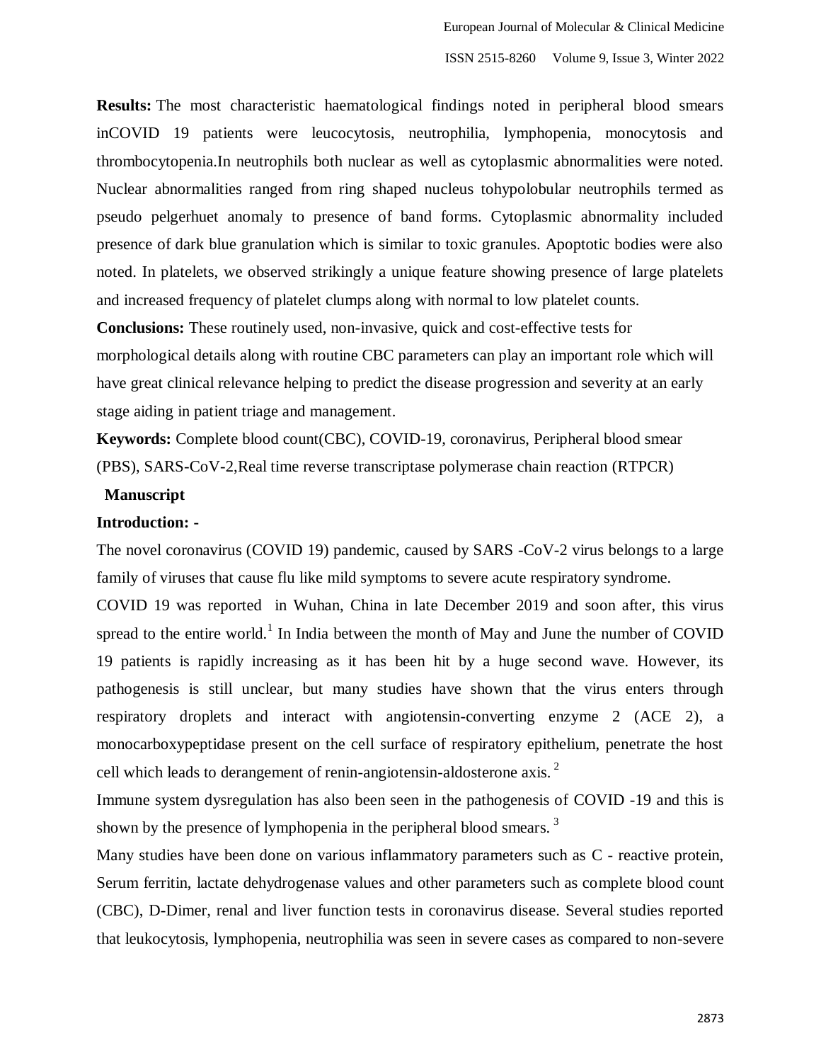**Results:** The most characteristic haematological findings noted in peripheral blood smears inCOVID 19 patients were leucocytosis, neutrophilia, lymphopenia, monocytosis and thrombocytopenia.In neutrophils both nuclear as well as cytoplasmic abnormalities were noted. Nuclear abnormalities ranged from ring shaped nucleus tohypolobular neutrophils termed as pseudo pelgerhuet anomaly to presence of band forms. Cytoplasmic abnormality included presence of dark blue granulation which is similar to toxic granules. Apoptotic bodies were also noted. In platelets, we observed strikingly a unique feature showing presence of large platelets and increased frequency of platelet clumps along with normal to low platelet counts.

**Conclusions:** These routinely used, non-invasive, quick and cost-effective tests for morphological details along with routine CBC parameters can play an important role which will have great clinical relevance helping to predict the disease progression and severity at an early stage aiding in patient triage and management.

**Keywords:** Complete blood count(CBC), COVID-19, coronavirus, Peripheral blood smear (PBS), SARS-CoV-2,Real time reverse transcriptase polymerase chain reaction (RTPCR)

## Manuscript

### Introduction: -

The novel coronavirus (COVID 19) pandemic, caused by SARS -CoV-2 virus belongs to a large family of viruses that cause flu like mild symptoms to severe acute respiratory syndrome.

COVID 19 was reported in Wuhan, China in late December 2019 and soon after, this virus spread to the entire world.[1] In India between the month of May and June the number of COVID 19 patients is rapidly increasing as it has been hit by a huge second wave. However, its pathogenesis is still unclear, but many studies have shown that the virus enters through respiratory droplets and interact with angiotensin-converting enzyme 2 (ACE 2), a monocarboxypeptidase present on the cell surface of respiratory epithelium, penetrate the host cell which leads to derangement of renin-angiotensin-aldosterone axis. [2]

Immune system dysregulation has also been seen in the pathogenesis of COVID -19 and this is shown by the presence of lymphopenia in the peripheral blood smears. [3]

Many studies have been done on various inflammatory parameters such as C - reactive protein, Serum ferritin, lactate dehydrogenase values and other parameters such as complete blood count (CBC), D-Dimer, renal and liver function tests in coronavirus disease. Several studies reported that leukocytosis, lymphopenia, neutrophilia was seen in severe cases as compared to non-severe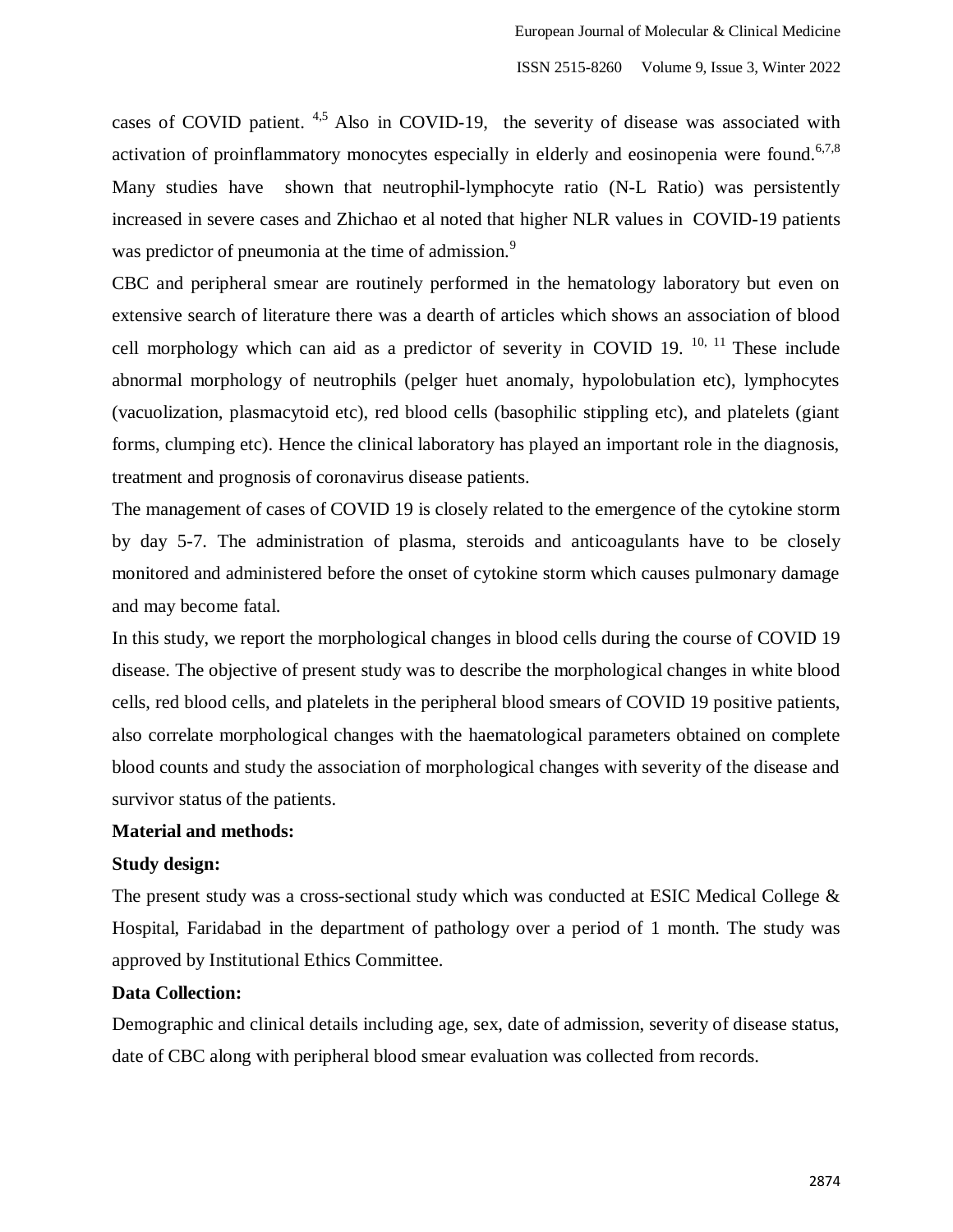cases of COVID patient. [4,5] Also in COVID-19, the severity of disease was associated with activation of proinflammatory monocytes especially in elderly and eosinopenia were found.[6,7,8] Many studies have shown that neutrophil-lymphocyte ratio (N-L Ratio) was persistently increased in severe cases and Zhichao et al noted that higher NLR values in COVID-19 patients was predictor of pneumonia at the time of admission.[9]

CBC and peripheral smear are routinely performed in the hematology laboratory but even on extensive search of literature there was a dearth of articles which shows an association of blood cell morphology which can aid as a predictor of severity in COVID 19. [10, 11] These include abnormal morphology of neutrophils (pelger huet anomaly, hypolobulation etc), lymphocytes (vacuolization, plasmacytoid etc), red blood cells (basophilic stippling etc), and platelets (giant forms, clumping etc). Hence the clinical laboratory has played an important role in the diagnosis, treatment and prognosis of coronavirus disease patients.

The management of cases of COVID 19 is closely related to the emergence of the cytokine storm by day 5-7. The administration of plasma, steroids and anticoagulants have to be closely monitored and administered before the onset of cytokine storm which causes pulmonary damage and may become fatal.

In this study, we report the morphological changes in blood cells during the course of COVID 19 disease. The objective of present study was to describe the morphological changes in white blood cells, red blood cells, and platelets in the peripheral blood smears of COVID 19 positive patients, also correlate morphological changes with the haematological parameters obtained on complete blood counts and study the association of morphological changes with severity of the disease and survivor status of the patients.

**Material and methods:**

**Study design:**

The present study was a cross-sectional study which was conducted at ESIC Medical College & Hospital, Faridabad in the department of pathology over a period of 1 month. The study was approved by Institutional Ethics Committee.

**Data Collection:**

Demographic and clinical details including age, sex, date of admission, severity of disease status, date of CBC along with peripheral blood smear evaluation was collected from records.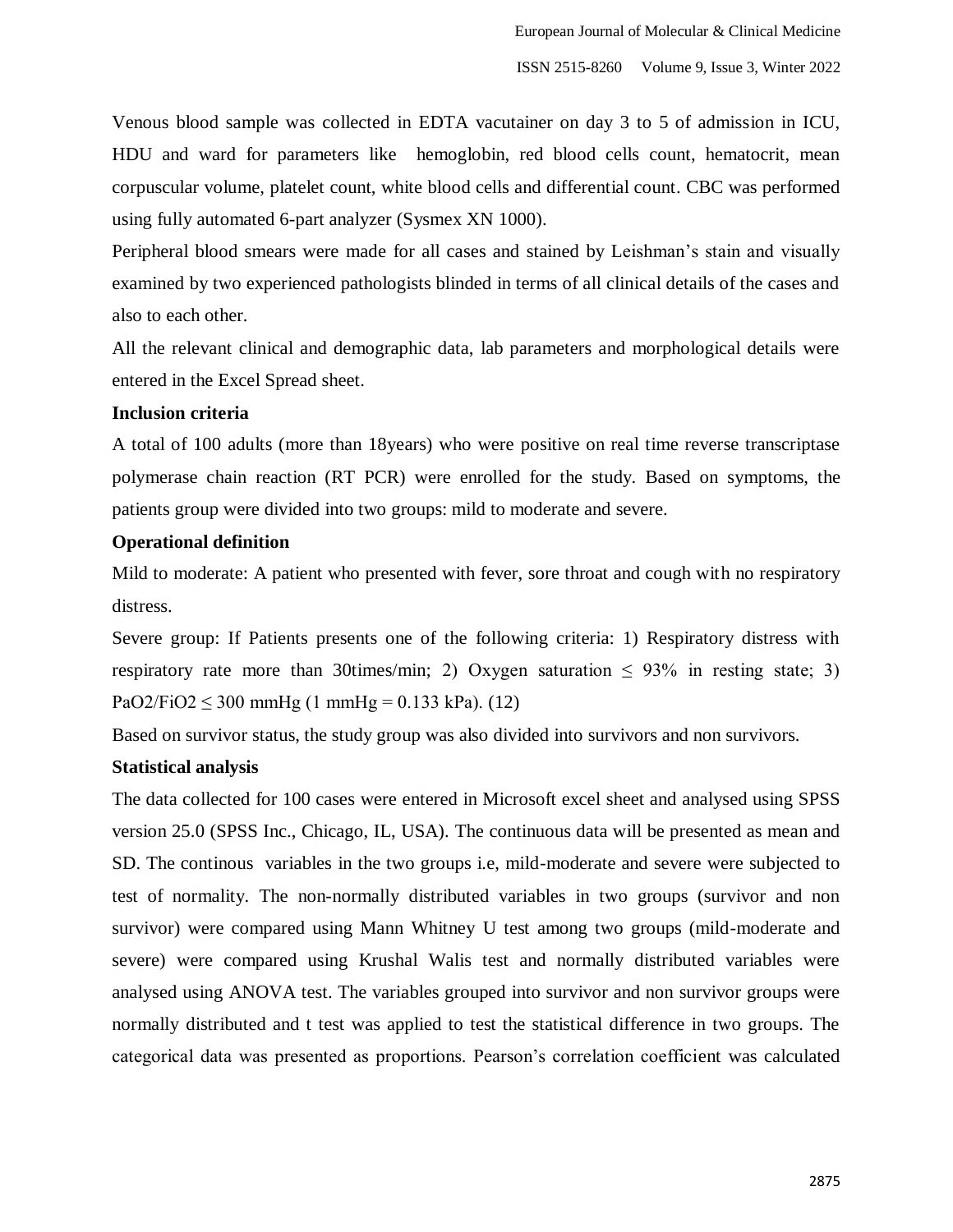Venous blood sample was collected in EDTA vacutainer on day 3 to 5 of admission in ICU, HDU and ward for parameters like hemoglobin, red blood cells count, hematocrit, mean corpuscular volume, platelet count, white blood cells and differential count. CBC was performed using fully automated 6-part analyzer (Sysmex XN 1000).

Peripheral blood smears were made for all cases and stained by Leishman's stain and visually examined by two experienced pathologists blinded in terms of all clinical details of the cases and also to each other.

All the relevant clinical and demographic data, lab parameters and morphological details were entered in the Excel Spread sheet.

**Inclusion criteria**

A total of 100 adults (more than 18years) who were positive on real time reverse transcriptase polymerase chain reaction (RT PCR) were enrolled for the study. Based on symptoms, the patients group were divided into two groups: mild to moderate and severe.

**Operational definition**

Mild to moderate: A patient who presented with fever, sore throat and cough with no respiratory distress.

Severe group: If Patients presents one of the following criteria: 1) Respiratory distress with respiratory rate more than 30times/min; 2) Oxygen saturation $\leq$ 93% in resting state; 3) $PaO_2/FiO_2 \leq 300$ mmHg (1 mmHg = 0.133 kPa). (12)

Based on survivor status, the study group was also divided into survivors and non survivors.

**Statistical analysis**

The data collected for 100 cases were entered in Microsoft excel sheet and analysed using SPSS version 25.0 (SPSS Inc., Chicago, IL, USA). The continuous data will be presented as mean and SD. The continous variables in the two groups i.e, mild-moderate and severe were subjected to test of normality. The non-normally distributed variables in two groups (survivor and non survivor) were compared using Mann Whitney U test among two groups (mild-moderate and severe) were compared using Krushal Walis test and normally distributed variables were analysed using ANOVA test. The variables grouped into survivor and non survivor groups were normally distributed and t test was applied to test the statistical difference in two groups. The categorical data was presented as proportions. Pearson's correlation coefficient was calculated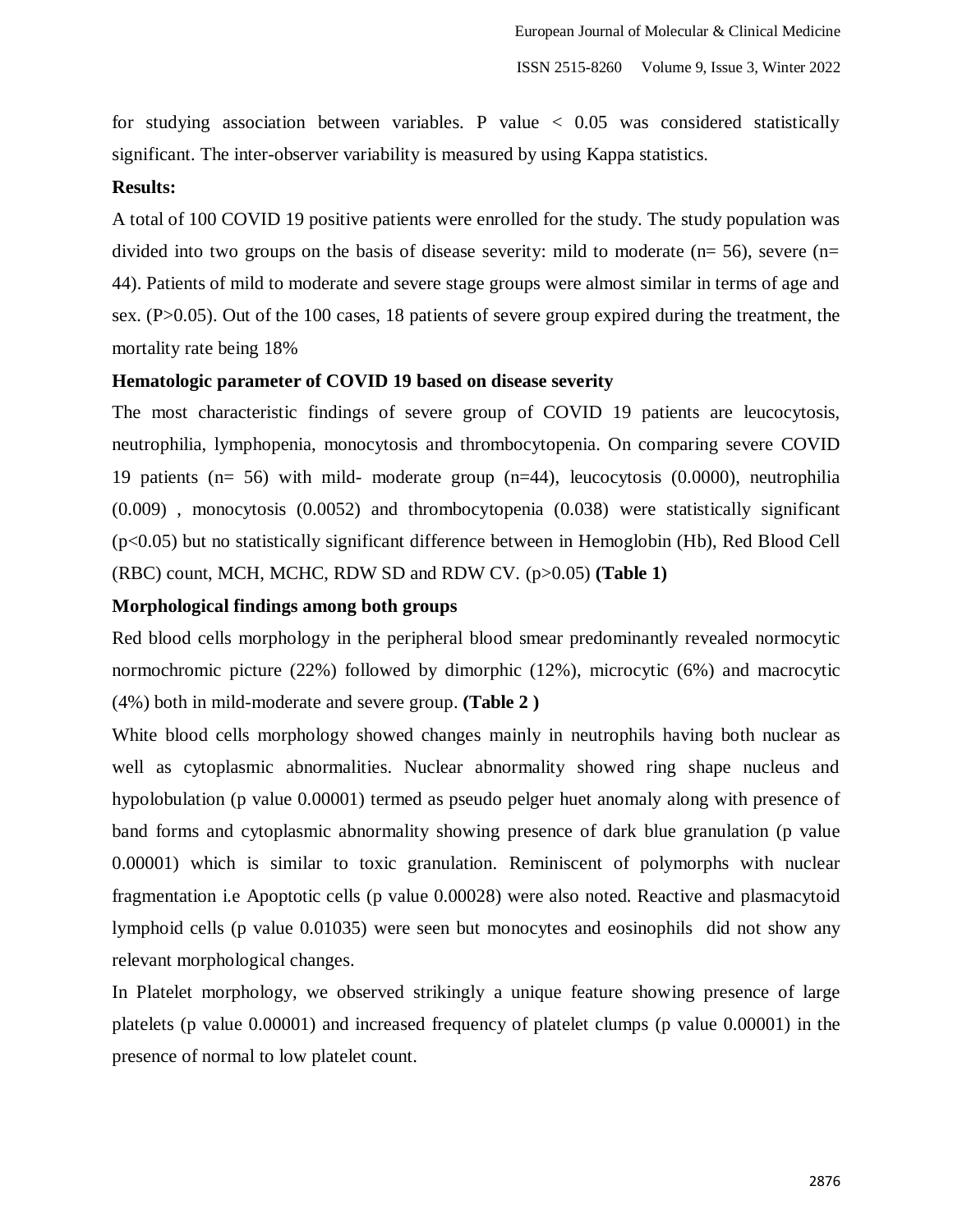for studying association between variables. P value < 0.05 was considered statistically significant. The inter-observer variability is measured by using Kappa statistics.

**Results:**

A total of 100 COVID 19 positive patients were enrolled for the study. The study population was divided into two groups on the basis of disease severity: mild to moderate (n= 56), severe (n= 44). Patients of mild to moderate and severe stage groups were almost similar in terms of age and sex. (P>0.05). Out of the 100 cases, 18 patients of severe group expired during the treatment, the mortality rate being 18%

**Hematologic parameter of COVID 19 based on disease severity**

The most characteristic findings of severe group of COVID 19 patients are leucocytosis, neutrophilia, lymphopenia, monocytosis and thrombocytopenia. On comparing severe COVID 19 patients (n= 56) with mild- moderate group (n=44), leucocytosis (0.0000), neutrophilia (0.009) , monocytosis (0.0052) and thrombocytopenia (0.038) were statistically significant (p<0.05) but no statistically significant difference between in Hemoglobin (Hb), Red Blood Cell (RBC) count, MCH, MCHC, RDW SD and RDW CV. (p>0.05) **(Table 1)**

**Morphological findings among both groups**

Red blood cells morphology in the peripheral blood smear predominantly revealed normocytic normochromic picture (22%) followed by dimorphic (12%), microcytic (6%) and macrocytic (4%) both in mild-moderate and severe group. **(Table 2 )**

White blood cells morphology showed changes mainly in neutrophils having both nuclear as well as cytoplasmic abnormalities. Nuclear abnormality showed ring shape nucleus and hypolobulation (p value 0.00001) termed as pseudo pelger huet anomaly along with presence of band forms and cytoplasmic abnormality showing presence of dark blue granulation (p value 0.00001) which is similar to toxic granulation. Reminiscent of polymorphs with nuclear fragmentation i.e Apoptotic cells (p value 0.00028) were also noted. Reactive and plasmacytoid lymphoid cells (p value 0.01035) were seen but monocytes and eosinophils did not show any relevant morphological changes.

In Platelet morphology, we observed strikingly a unique feature showing presence of large platelets (p value 0.00001) and increased frequency of platelet clumps (p value 0.00001) in the presence of normal to low platelet count.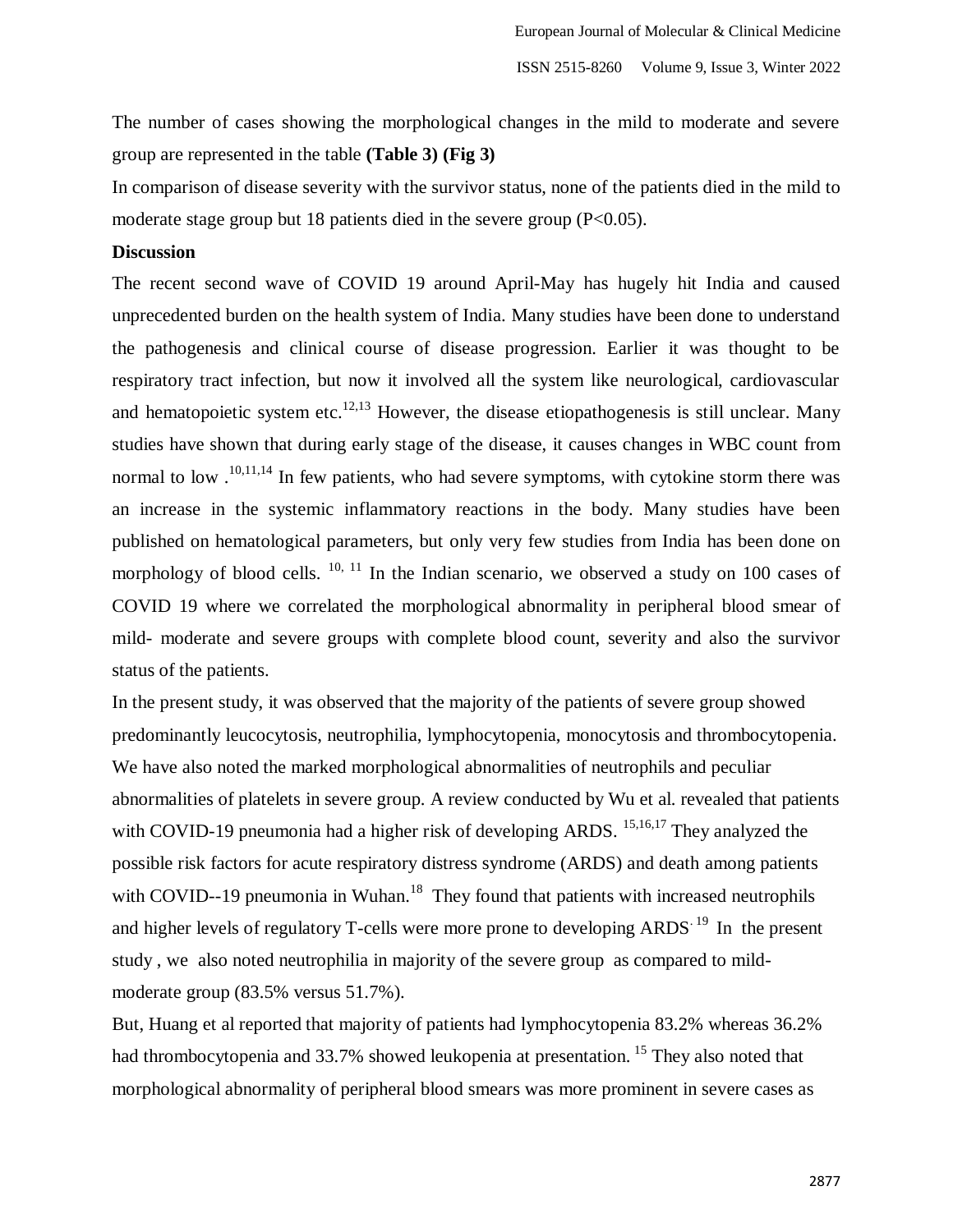The number of cases showing the morphological changes in the mild to moderate and severe group are represented in the table **(Table 3) (Fig 3)**

In comparison of disease severity with the survivor status, none of the patients died in the mild to moderate stage group but 18 patients died in the severe group ($P<0.05$).

**Discussion**

The recent second wave of COVID 19 around April-May has hugely hit India and caused unprecedented burden on the health system of India. Many studies have been done to understand the pathogenesis and clinical course of disease progression. Earlier it was thought to be respiratory tract infection, but now it involved all the system like neurological, cardiovascular and hematopoietic system etc.[12,13] However, the disease etiopathogenesis is still unclear. Many studies have shown that during early stage of the disease, it causes changes in WBC count from normal to low .[10,11,14] In few patients, who had severe symptoms, with cytokine storm there was an increase in the systemic inflammatory reactions in the body. Many studies have been published on hematological parameters, but only very few studies from India has been done on morphology of blood cells. [10, 11] In the Indian scenario, we observed a study on 100 cases of COVID 19 where we correlated the morphological abnormality in peripheral blood smear of mild- moderate and severe groups with complete blood count, severity and also the survivor status of the patients.

In the present study, it was observed that the majority of the patients of severe group showed predominantly leucocytosis, neutrophilia, lymphocytopenia, monocytosis and thrombocytopenia. We have also noted the marked morphological abnormalities of neutrophils and peculiar abnormalities of platelets in severe group. A review conducted by Wu et al. revealed that patients with COVID-19 pneumonia had a higher risk of developing ARDS. [15,16,17] They analyzed the possible risk factors for acute respiratory distress syndrome (ARDS) and death among patients with COVID--19 pneumonia in Wuhan.[18] They found that patients with increased neutrophils and higher levels of regulatory T-cells were more prone to developing ARDS.[19] In the present study , we also noted neutrophilia in majority of the severe group as compared to mild-moderate group (83.5% versus 51.7%).

But, Huang et al reported that majority of patients had lymphocytopenia 83.2% whereas 36.2% had thrombocytopenia and 33.7% showed leukopenia at presentation. [15] They also noted that morphological abnormality of peripheral blood smears was more prominent in severe cases as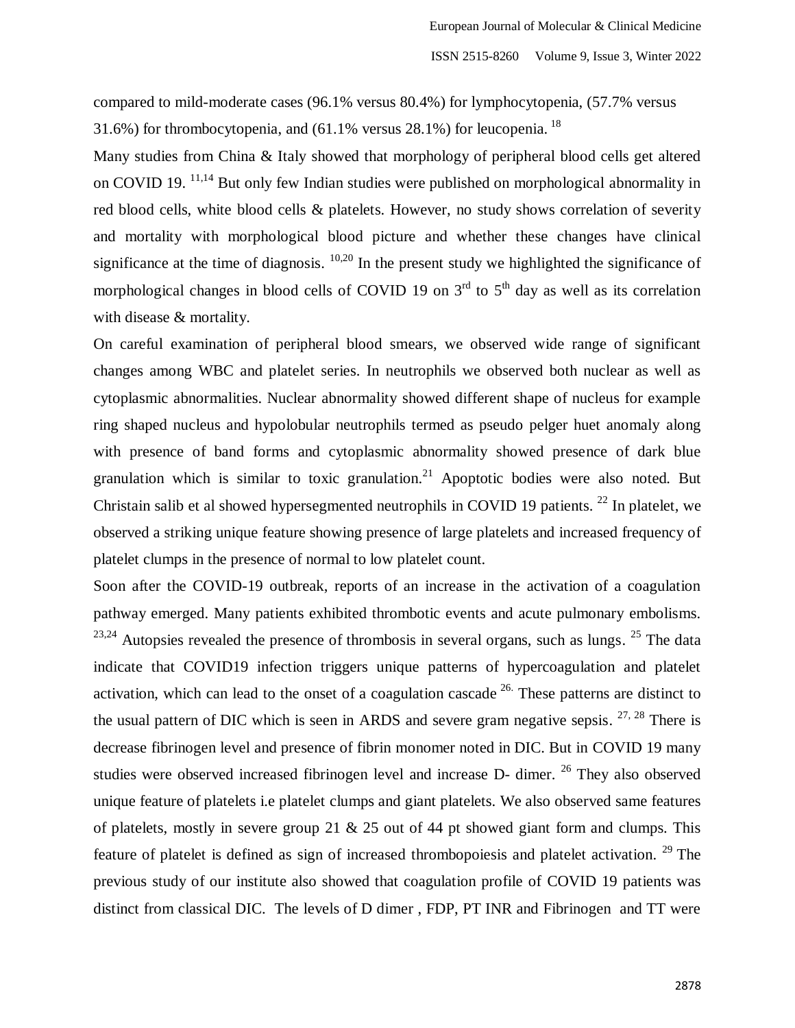compared to mild-moderate cases (96.1% versus 80.4%) for lymphocytopenia, (57.7% versus 31.6%) for thrombocytopenia, and (61.1% versus 28.1%) for leucopenia. [18]

Many studies from China & Italy showed that morphology of peripheral blood cells get altered on COVID 19. [11,14] But only few Indian studies were published on morphological abnormality in red blood cells, white blood cells & platelets. However, no study shows correlation of severity and mortality with morphological blood picture and whether these changes have clinical significance at the time of diagnosis. [10,20] In the present study we highlighted the significance of morphological changes in blood cells of COVID 19 on 3rd to 5th day as well as its correlation with disease & mortality.

On careful examination of peripheral blood smears, we observed wide range of significant changes among WBC and platelet series. In neutrophils we observed both nuclear as well as cytoplasmic abnormalities. Nuclear abnormality showed different shape of nucleus for example ring shaped nucleus and hypolobular neutrophils termed as pseudo pelger huet anomaly along with presence of band forms and cytoplasmic abnormality showed presence of dark blue granulation which is similar to toxic granulation.[21] Apoptotic bodies were also noted. But Christain salib et al showed hypersegmented neutrophils in COVID 19 patients. [22] In platelet, we observed a striking unique feature showing presence of large platelets and increased frequency of platelet clumps in the presence of normal to low platelet count.

Soon after the COVID-19 outbreak, reports of an increase in the activation of a coagulation pathway emerged. Many patients exhibited thrombotic events and acute pulmonary embolisms. [23,24] Autopsies revealed the presence of thrombosis in several organs, such as lungs. [25] The data indicate that COVID19 infection triggers unique patterns of hypercoagulation and platelet activation, which can lead to the onset of a coagulation cascade [26.] These patterns are distinct to the usual pattern of DIC which is seen in ARDS and severe gram negative sepsis. [27, 28] There is decrease fibrinogen level and presence of fibrin monomer noted in DIC. But in COVID 19 many studies were observed increased fibrinogen level and increase D- dimer. [26] They also observed unique feature of platelets i.e platelet clumps and giant platelets. We also observed same features of platelets, mostly in severe group 21 & 25 out of 44 pt showed giant form and clumps. This feature of platelet is defined as sign of increased thrombopoiesis and platelet activation. [29] The previous study of our institute also showed that coagulation profile of COVID 19 patients was distinct from classical DIC. The levels of D dimer , FDP, PT INR and Fibrinogen and TT were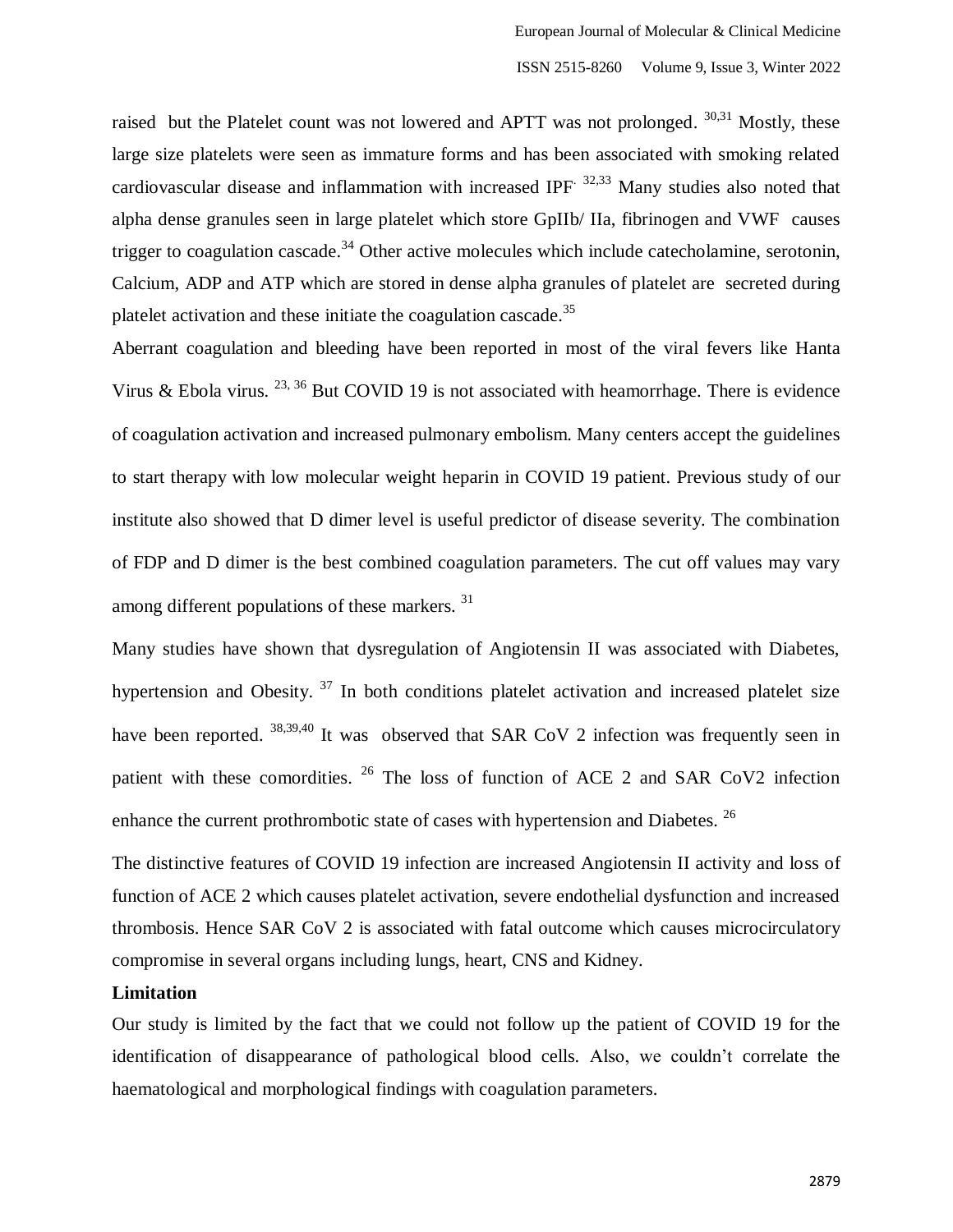raised but the Platelet count was not lowered and APTT was not prolonged. [30,31] Mostly, these large size platelets were seen as immature forms and has been associated with smoking related cardiovascular disease and inflammation with increased IPF. [32,33] Many studies also noted that alpha dense granules seen in large platelet which store GpIIb/ IIa, fibrinogen and VWF causes trigger to coagulation cascade.[34] Other active molecules which include catecholamine, serotonin, Calcium, ADP and ATP which are stored in dense alpha granules of platelet are secreted during platelet activation and these initiate the coagulation cascade.[35]

Aberrant coagulation and bleeding have been reported in most of the viral fevers like Hanta Virus & Ebola virus. [23, 36] But COVID 19 is not associated with heamorrhage. There is evidence of coagulation activation and increased pulmonary embolism. Many centers accept the guidelines to start therapy with low molecular weight heparin in COVID 19 patient. Previous study of our institute also showed that D dimer level is useful predictor of disease severity. The combination of FDP and D dimer is the best combined coagulation parameters. The cut off values may vary among different populations of these markers. [31]

Many studies have shown that dysregulation of Angiotensin II was associated with Diabetes, hypertension and Obesity. [37] In both conditions platelet activation and increased platelet size have been reported. [38,39,40] It was observed that SAR CoV 2 infection was frequently seen in patient with these comordities. [26] The loss of function of ACE 2 and SAR CoV2 infection enhance the current prothrombotic state of cases with hypertension and Diabetes. [26]

The distinctive features of COVID 19 infection are increased Angiotensin II activity and loss of function of ACE 2 which causes platelet activation, severe endothelial dysfunction and increased thrombosis. Hence SAR CoV 2 is associated with fatal outcome which causes microcirculatory compromise in several organs including lungs, heart, CNS and Kidney.

**Limitation**

Our study is limited by the fact that we could not follow up the patient of COVID 19 for the identification of disappearance of pathological blood cells. Also, we couldn't correlate the haematological and morphological findings with coagulation parameters.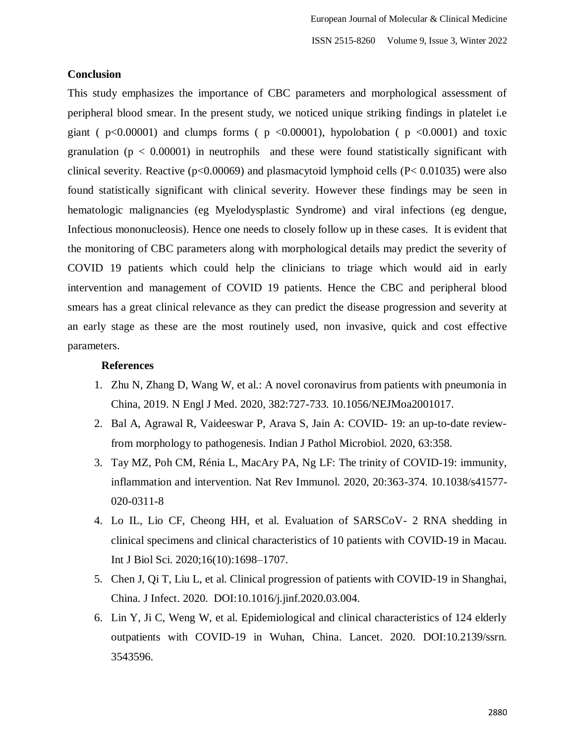## Conclusion

This study emphasizes the importance of CBC parameters and morphological assessment of peripheral blood smear. In the present study, we noticed unique striking findings in platelet i.e giant ( $p<0.00001$) and clumps forms ( $p <0.00001$), hypolobation ( $p <0.0001$) and toxic granulation ($p < 0.00001$) in neutrophils and these were found statistically significant with clinical severity. Reactive ($p<0.00069$) and plasmacytoid lymphoid cells ($P< 0.01035$) were also found statistically significant with clinical severity. However these findings may be seen in hematologic malignancies (eg Myelodysplastic Syndrome) and viral infections (eg dengue, Infectious mononucleosis). Hence one needs to closely follow up in these cases. It is evident that the monitoring of CBC parameters along with morphological details may predict the severity of COVID 19 patients which could help the clinicians to triage which would aid in early intervention and management of COVID 19 patients. Hence the CBC and peripheral blood smears has a great clinical relevance as they can predict the disease progression and severity at an early stage as these are the most routinely used, non invasive, quick and cost effective parameters.

## References

1. Zhu N, Zhang D, Wang W, et al.: A novel coronavirus from patients with pneumonia in China, 2019. N Engl J Med. 2020, 382:727-733. 10.1056/NEJMoa2001017.
2. Bal A, Agrawal R, Vaideeswar P, Arava S, Jain A: COVID- 19: an up-to-date review-from morphology to pathogenesis. Indian J Pathol Microbiol. 2020, 63:358.
3. Tay MZ, Poh CM, Rénia L, MacAry PA, Ng LF: The trinity of COVID-19: immunity, inflammation and intervention. Nat Rev Immunol. 2020, 20:363-374. 10.1038/s41577-020-0311-8
4. Lo IL, Lio CF, Cheong HH, et al. Evaluation of SARSCoV- 2 RNA shedding in clinical specimens and clinical characteristics of 10 patients with COVID-19 in Macau. Int J Biol Sci. 2020;16(10):1698–1707.
5. Chen J, Qi T, Liu L, et al. Clinical progression of patients with COVID-19 in Shanghai, China. J Infect. 2020. DOI:10.1016/j.jinf.2020.03.004.
6. Lin Y, Ji C, Weng W, et al. Epidemiological and clinical characteristics of 124 elderly outpatients with COVID-19 in Wuhan, China. Lancet. 2020. DOI:10.2139/ssrn. 3543596.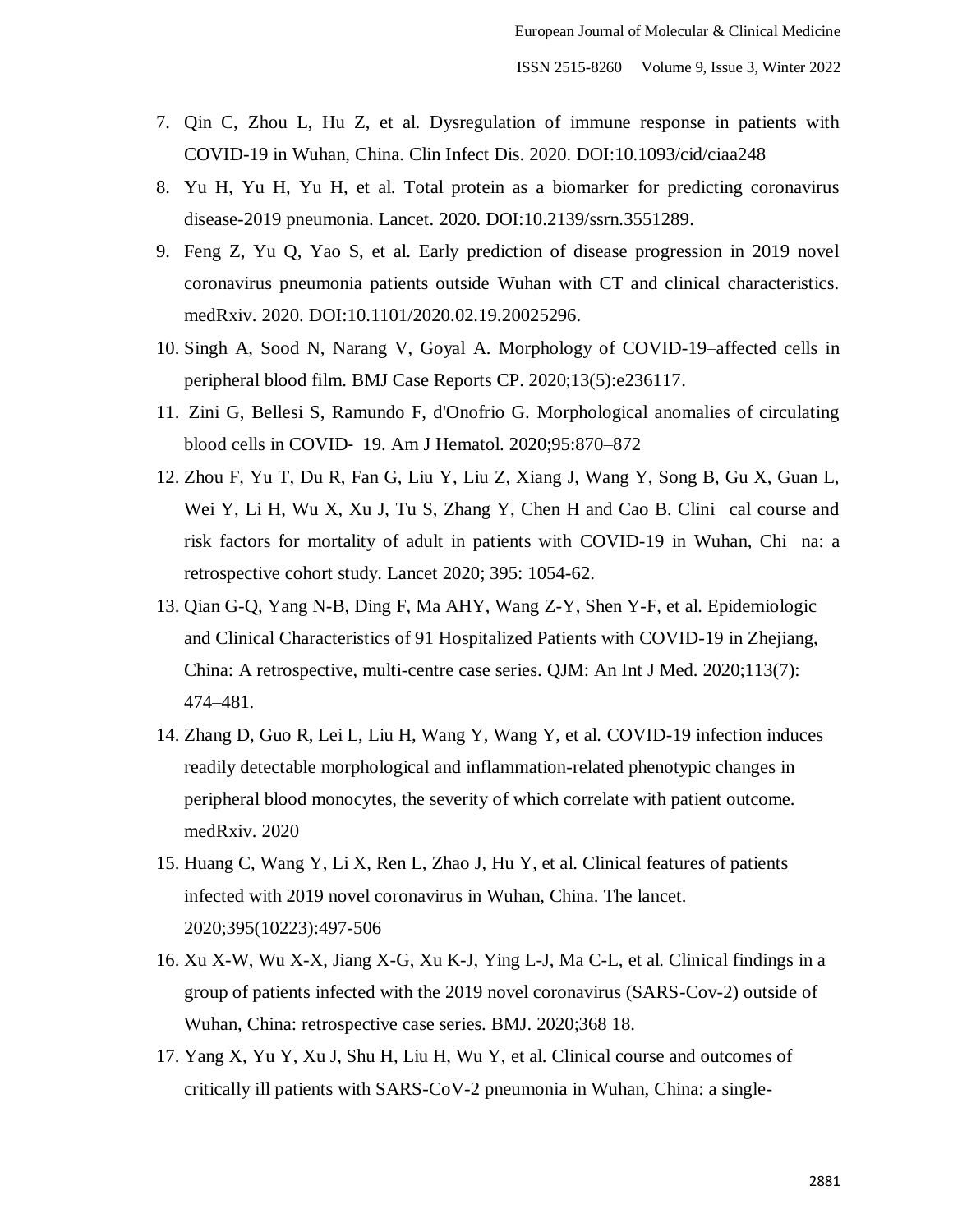7. Qin C, Zhou L, Hu Z, et al. Dysregulation of immune response in patients with COVID-19 in Wuhan, China. Clin Infect Dis. 2020. DOI:10.1093/cid/ciaa248
8. Yu H, Yu H, Yu H, et al. Total protein as a biomarker for predicting coronavirus disease-2019 pneumonia. Lancet. 2020. DOI:10.2139/ssrn.3551289.
9. Feng Z, Yu Q, Yao S, et al. Early prediction of disease progression in 2019 novel coronavirus pneumonia patients outside Wuhan with CT and clinical characteristics. medRxiv. 2020. DOI:10.1101/2020.02.19.20025296.
10. Singh A, Sood N, Narang V, Goyal A. Morphology of COVID-19–affected cells in peripheral blood film. BMJ Case Reports CP. 2020;13(5):e236117.
11. Zini G, Bellesi S, Ramundo F, d'Onofrio G. Morphological anomalies of circulating blood cells in COVID- 19. Am J Hematol. 2020;95:870–872
12. Zhou F, Yu T, Du R, Fan G, Liu Y, Liu Z, Xiang J, Wang Y, Song B, Gu X, Guan L, Wei Y, Li H, Wu X, Xu J, Tu S, Zhang Y, Chen H and Cao B. Clini cal course and risk factors for mortality of adult in patients with COVID-19 in Wuhan, Chi na: a retrospective cohort study. Lancet 2020; 395: 1054-62.
13. Qian G-Q, Yang N-B, Ding F, Ma AHY, Wang Z-Y, Shen Y-F, et al. Epidemiologic and Clinical Characteristics of 91 Hospitalized Patients with COVID-19 in Zhejiang, China: A retrospective, multi-centre case series. QJM: An Int J Med. 2020;113(7): 474–481.
14. Zhang D, Guo R, Lei L, Liu H, Wang Y, Wang Y, et al. COVID-19 infection induces readily detectable morphological and inflammation-related phenotypic changes in peripheral blood monocytes, the severity of which correlate with patient outcome. medRxiv. 2020
15. Huang C, Wang Y, Li X, Ren L, Zhao J, Hu Y, et al. Clinical features of patients infected with 2019 novel coronavirus in Wuhan, China. The lancet. 2020;395(10223):497-506
16. Xu X-W, Wu X-X, Jiang X-G, Xu K-J, Ying L-J, Ma C-L, et al. Clinical findings in a group of patients infected with the 2019 novel coronavirus (SARS-Cov-2) outside of Wuhan, China: retrospective case series. BMJ. 2020;368 18.
17. Yang X, Yu Y, Xu J, Shu H, Liu H, Wu Y, et al. Clinical course and outcomes of critically ill patients with SARS-CoV-2 pneumonia in Wuhan, China: a single-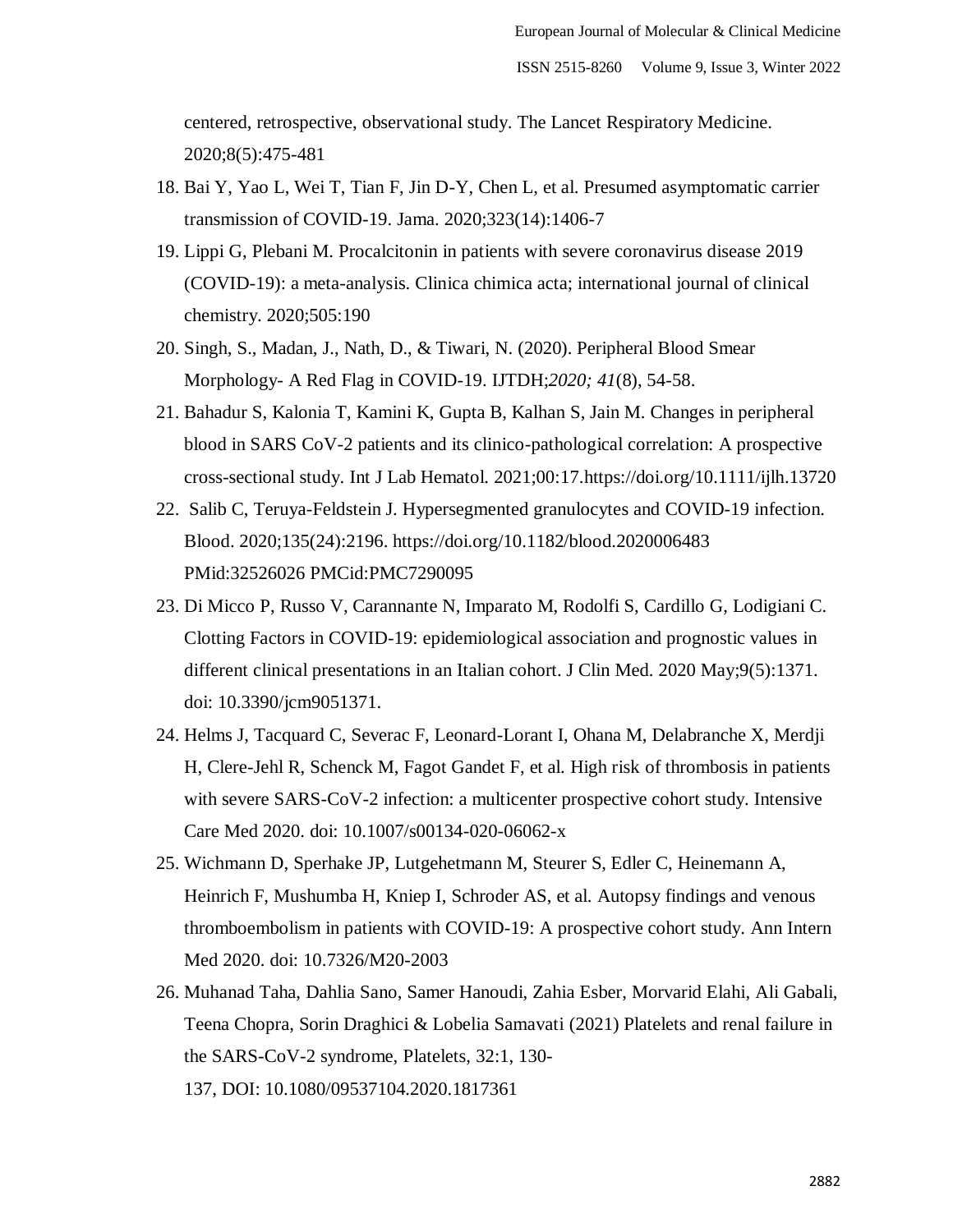centered, retrospective, observational study. The Lancet Respiratory Medicine. 2020;8(5):475-481

18. Bai Y, Yao L, Wei T, Tian F, Jin D-Y, Chen L, et al. Presumed asymptomatic carrier transmission of COVID-19. Jama. 2020;323(14):1406-7
19. Lippi G, Plebani M. Procalcitonin in patients with severe coronavirus disease 2019 (COVID-19): a meta-analysis. Clinica chimica acta; international journal of clinical chemistry. 2020;505:190
20. Singh, S., Madan, J., Nath, D., & Tiwari, N. (2020). Peripheral Blood Smear Morphology- A Red Flag in COVID-19. IJTDH;*2020; 41*(8), 54-58.
21. Bahadur S, Kalonia T, Kamini K, Gupta B, Kalhan S, Jain M. Changes in peripheral blood in SARS CoV-2 patients and its clinico-pathological correlation: A prospective cross-sectional study. Int J Lab Hematol. 2021;00:17.https://doi.org/10.1111/ijlh.13720
22. Salib C, Teruya-Feldstein J. Hypersegmented granulocytes and COVID-19 infection. Blood. 2020;135(24):2196. https://doi.org/10.1182/blood.2020006483 PMid:32526026 PMCid:PMC7290095
23. Di Micco P, Russo V, Carannante N, Imparato M, Rodolfi S, Cardillo G, Lodigiani C. Clotting Factors in COVID-19: epidemiological association and prognostic values in different clinical presentations in an Italian cohort. J Clin Med. 2020 May;9(5):1371. doi: 10.3390/jcm9051371.
24. Helms J, Tacquard C, Severac F, Leonard-Lorant I, Ohana M, Delabranche X, Merdji H, Clere-Jehl R, Schenck M, Fagot Gandet F, et al. High risk of thrombosis in patients with severe SARS-CoV-2 infection: a multicenter prospective cohort study. Intensive Care Med 2020. doi: 10.1007/s00134-020-06062-x
25. Wichmann D, Sperhake JP, Lutgehetmann M, Steurer S, Edler C, Heinemann A, Heinrich F, Mushumba H, Kniep I, Schroder AS, et al. Autopsy findings and venous thromboembolism in patients with COVID-19: A prospective cohort study. Ann Intern Med 2020. doi: 10.7326/M20-2003
26. Muhanad Taha, Dahlia Sano, Samer Hanoudi, Zahia Esber, Morvarid Elahi, Ali Gabali, Teena Chopra, Sorin Draghici & Lobelia Samavati (2021) Platelets and renal failure in the SARS-CoV-2 syndrome, Platelets, 32:1, 130-137, DOI: 10.1080/09537104.2020.1817361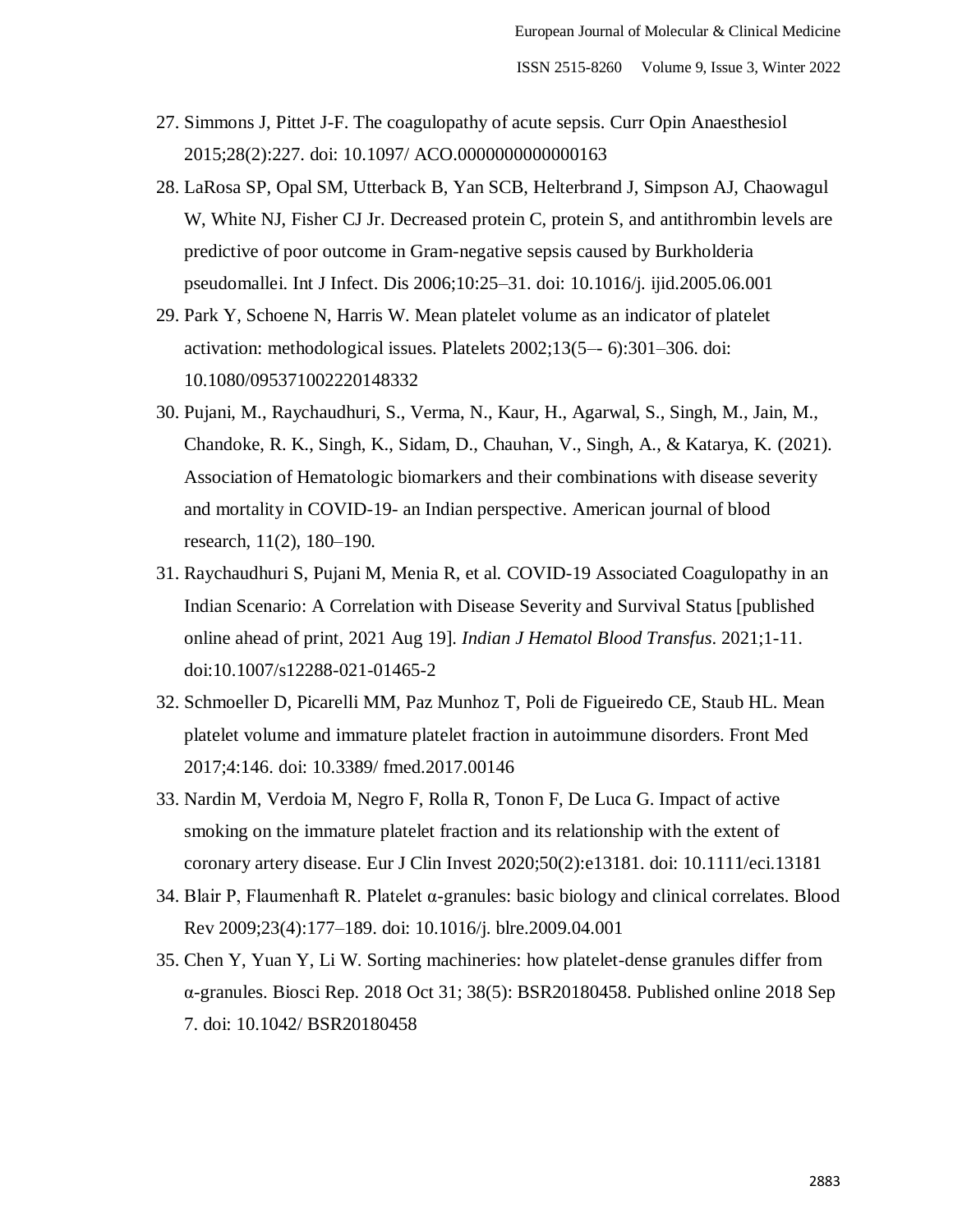27. Simmons J, Pittet J-F. The coagulopathy of acute sepsis. Curr Opin Anaesthesiol 2015;28(2):227. doi: 10.1097/ ACO.0000000000000163
28. LaRosa SP, Opal SM, Utterback B, Yan SCB, Helterbrand J, Simpson AJ, Chaowagul W, White NJ, Fisher CJ Jr. Decreased protein C, protein S, and antithrombin levels are predictive of poor outcome in Gram-negative sepsis caused by Burkholderia pseudomallei. Int J Infect. Dis 2006;10:25–31. doi: 10.1016/j. ijid.2005.06.001
29. Park Y, Schoene N, Harris W. Mean platelet volume as an indicator of platelet activation: methodological issues. Platelets 2002;13(5–- 6):301–306. doi: 10.1080/0953710022220148332
30. Pujani, M., Raychaudhuri, S., Verma, N., Kaur, H., Agarwal, S., Singh, M., Jain, M., Chandoke, R. K., Singh, K., Sidam, D., Chauhan, V., Singh, A., & Katarya, K. (2021). Association of Hematologic biomarkers and their combinations with disease severity and mortality in COVID-19- an Indian perspective. American journal of blood research, 11(2), 180–190.
31. Raychaudhuri S, Pujani M, Menia R, et al. COVID-19 Associated Coagulopathy in an Indian Scenario: A Correlation with Disease Severity and Survival Status [published online ahead of print, 2021 Aug 19]. *Indian J Hematol Blood Transfus*. 2021;1-11. doi:10.1007/s12288-021-01465-2
32. Schmoeller D, Picarelli MM, Paz Munhoz T, Poli de Figueiredo CE, Staub HL. Mean platelet volume and immature platelet fraction in autoimmune disorders. Front Med 2017;4:146. doi: 10.3389/ fmed.2017.00146
33. Nardin M, Verdoia M, Negro F, Rolla R, Tonon F, De Luca G. Impact of active smoking on the immature platelet fraction and its relationship with the extent of coronary artery disease. Eur J Clin Invest 2020;50(2):e13181. doi: 10.1111/eci.13181
34. Blair P, Flaumenhaft R. Platelet α-granules: basic biology and clinical correlates. Blood Rev 2009;23(4):177–189. doi: 10.1016/j. blre.2009.04.001
35. Chen Y, Yuan Y, Li W. Sorting machineries: how platelet-dense granules differ from α-granules. Biosci Rep. 2018 Oct 31; 38(5): BSR20180458. Published online 2018 Sep 7. doi: 10.1042/ BSR20180458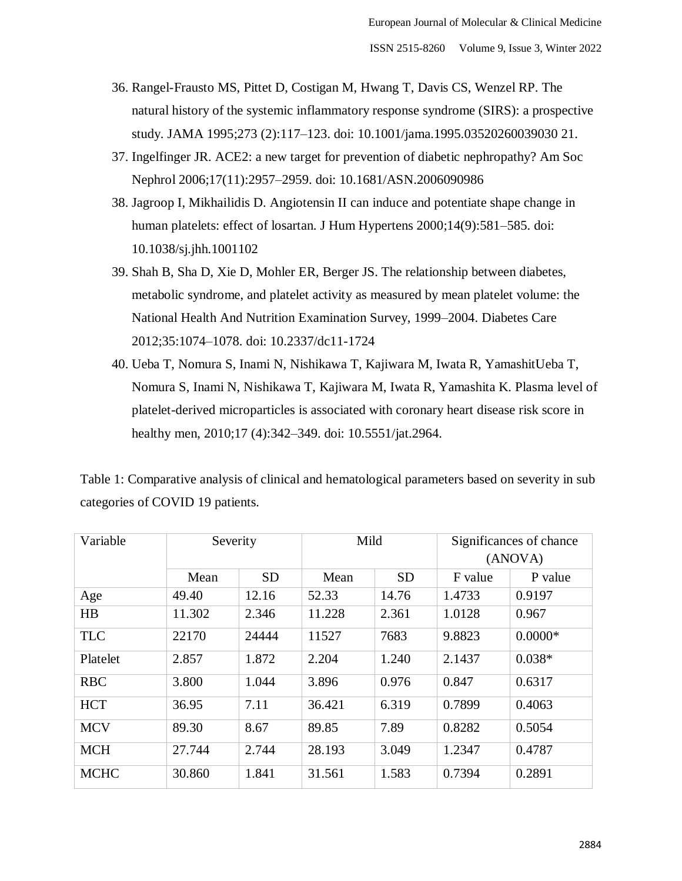36. Rangel-Frausto MS, Pittet D, Costigan M, Hwang T, Davis CS, Wenzel RP. The natural history of the systemic inflammatory response syndrome (SIRS): a prospective study. JAMA 1995;273 (2):117–123. doi: 10.1001/jama.1995.03520260039030 21.
37. Ingelfinger JR. ACE2: a new target for prevention of diabetic nephropathy? Am Soc Nephrol 2006;17(11):2957–2959. doi: 10.1681/ASN.2006090986
38. Jagroop I, Mikhailidis D. Angiotensin II can induce and potentiate shape change in human platelets: effect of losartan. J Hum Hypertens 2000;14(9):581–585. doi: 10.1038/sj.jhh.1001102
39. Shah B, Sha D, Xie D, Mohler ER, Berger JS. The relationship between diabetes, metabolic syndrome, and platelet activity as measured by mean platelet volume: the National Health And Nutrition Examination Survey, 1999–2004. Diabetes Care 2012;35:1074–1078. doi: 10.2337/dc11-1724
40. Ueba T, Nomura S, Inami N, Nishikawa T, Kajiwara M, Iwata R, YamashitUeba T, Nomura S, Inami N, Nishikawa T, Kajiwara M, Iwata R, Yamashita K. Plasma level of platelet-derived microparticles is associated with coronary heart disease risk score in healthy men, 2010;17 (4):342–349. doi: 10.5551/jat.2964.

Table 1: Comparative analysis of clinical and hematological parameters based on severity in sub categories of COVID 19 patients.

| Variable | Severity | | Mild | | Significances of chance (ANOVA) | |
|---|---|---|---|---|---|---|
| | Mean | SD | Mean | SD | F value | P value |
| Age | 49.40 | 12.16 | 52.33 | 14.76 | 1.4733 | 0.9197 |
| HB | 11.302 | 2.346 | 11.228 | 2.361 | 1.0128 | 0.967 |
| TLC | 22170 | 24444 | 11527 | 7683 | 9.8823 | 0.0000* |
| Platelet | 2.857 | 1.872 | 2.204 | 1.240 | 2.1437 | 0.038* |
| RBC | 3.800 | 1.044 | 3.896 | 0.976 | 0.847 | 0.6317 |
| HCT | 36.95 | 7.11 | 36.421 | 6.319 | 0.7899 | 0.4063 |
| MCV | 89.30 | 8.67 | 89.85 | 7.89 | 0.8282 | 0.5054 |
| MCH | 27.744 | 2.744 | 28.193 | 3.049 | 1.2347 | 0.4787 |
| MCHC | 30.860 | 1.841 | 31.561 | 1.583 | 0.7394 | 0.2891 |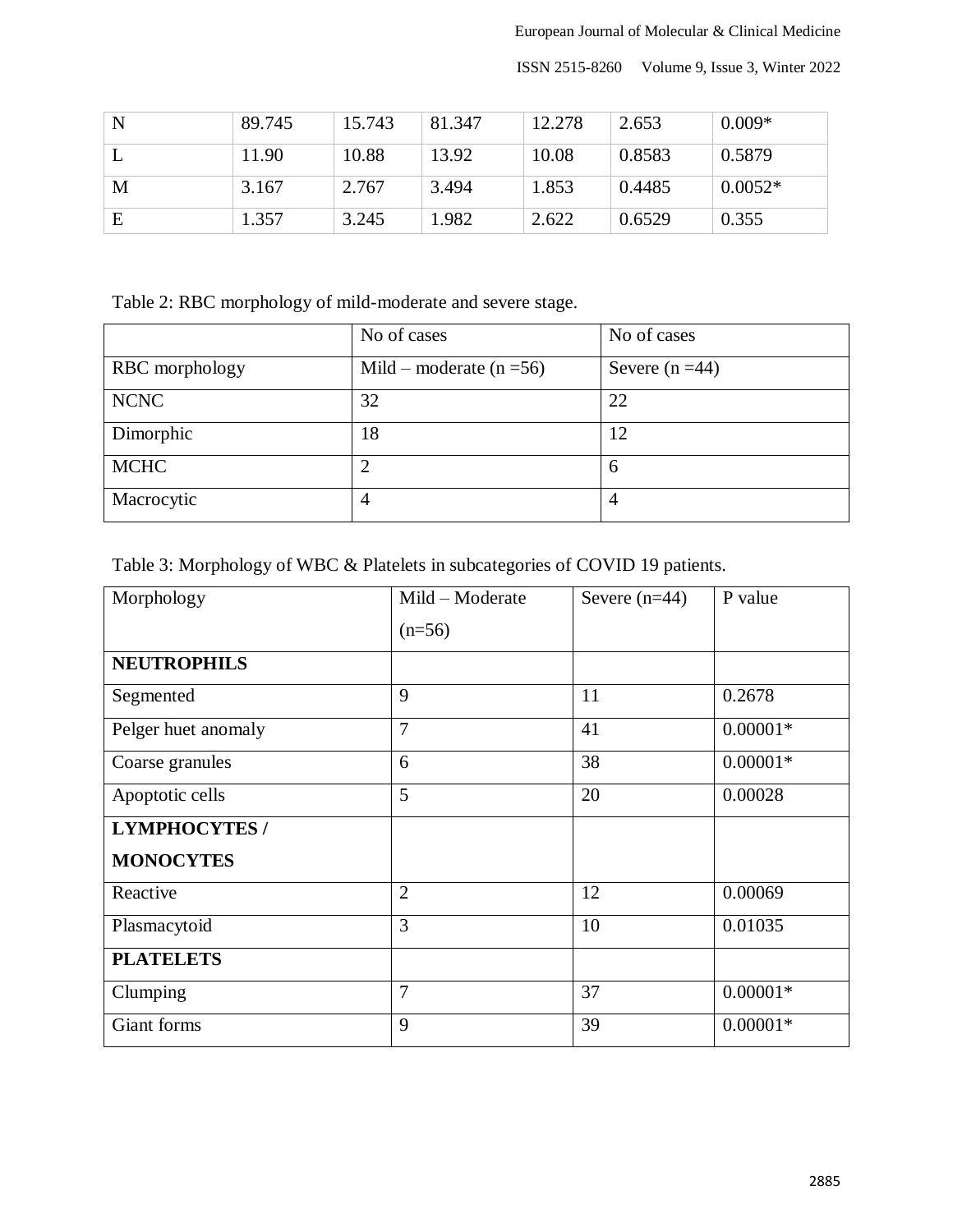| N | 89.745 | 15.743 | 81.347 | 12.278 | 2.653 | 0.009* |
|---|---|---|---|---|---|---|
| L | 11.90 | 10.88 | 13.92 | 10.08 | 0.8583 | 0.5879 |
| M | 3.167 | 2.767 | 3.494 | 1.853 | 0.4485 | 0.0052* |
| E | 1.357 | 3.245 | 1.982 | 2.622 | 0.6529 | 0.355 |

Table 2: RBC morphology of mild-moderate and severe stage.

| | No of cases | No of cases |
|---|---|---|
| RBC morphology | Mild – moderate (n =56) | Severe (n =44) |
| NCNC | 32 | 22 |
| Dimorphic | 18 | 12 |
| MCHC | 2 | 6 |
| Macrocytic | 4 | 4 |

Table 3: Morphology of WBC & Platelets in subcategories of COVID 19 patients.

| Morphology | Mild – Moderate (n=56) | Severe (n=44) | P value |
|---|---|---|---|
| **NEUTROPHILS** | | | |
| Segmented | 9 | 11 | 0.2678 |
| Pelger huet anomaly | 7 | 41 | 0.00001* |
| Coarse granules | 6 | 38 | 0.00001* |
| Apoptotic cells | 5 | 20 | 0.00028 |
| **LYMPHOCYTES / MONOCYTES** | | | |
| Reactive | 2 | 12 | 0.00069 |
| Plasmacytoid | 3 | 10 | 0.01035 |
| **PLATELETS** | | | |
| Clumping | 7 | 37 | 0.00001* |
| Giant forms | 9 | 39 | 0.00001* |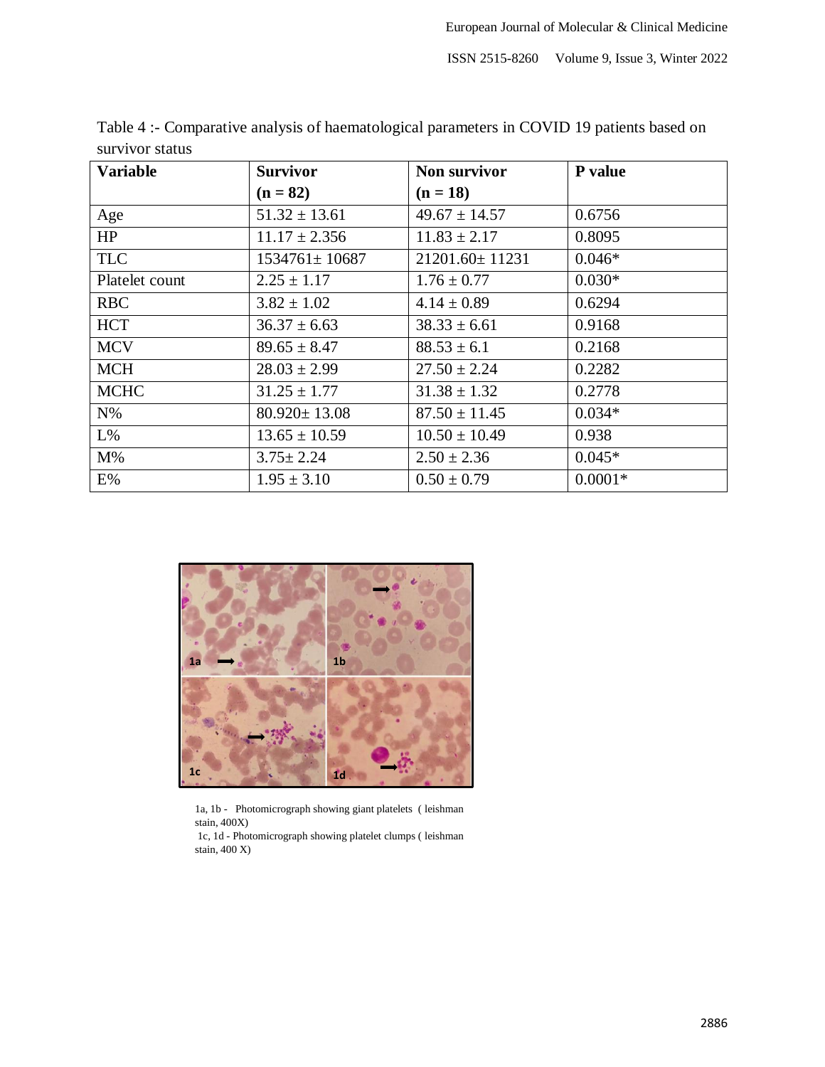Table 4 :- Comparative analysis of haematological parameters in COVID 19 patients based on survivor status

| Variable | Survivor (n = 82) | Non survivor (n = 18) | P value |
|---|---|---|---|
| Age | 51.32 ± 13.61 | 49.67 ± 14.57 | 0.6756 |
| HP | 11.17 ± 2.356 | 11.83 ± 2.17 | 0.8095 |
| TLC | 1534761± 10687 | 21201.60± 11231 | 0.046* |
| Platelet count | 2.25 ± 1.17 | 1.76 ± 0.77 | 0.030* |
| RBC | 3.82 ± 1.02 | 4.14 ± 0.89 | 0.6294 |
| HCT | 36.37 ± 6.63 | 38.33 ± 6.61 | 0.9168 |
| MCV | 89.65 ± 8.47 | 88.53 ± 6.1 | 0.2168 |
| MCH | 28.03 ± 2.99 | 27.50 ± 2.24 | 0.2282 |
| MCHC | 31.25 ± 1.77 | 31.38 ± 1.32 | 0.2778 |
| N% | 80.920± 13.08 | 87.50 ± 11.45 | 0.034* |
| L% | 13.65 ± 10.59 | 10.50 ± 10.49 | 0.938 |
| M% | 3.75± 2.24 | 2.50 ± 2.36 | 0.045* |
| E% | 1.95 ± 3.10 | 0.50 ± 0.79 | 0.0001* |

1a, 1b - Photomicrograph showing giant platelets ( leishman stain, 400X)

1c, 1d - Photomicrograph showing platelet clumps ( leishman stain, 400 X)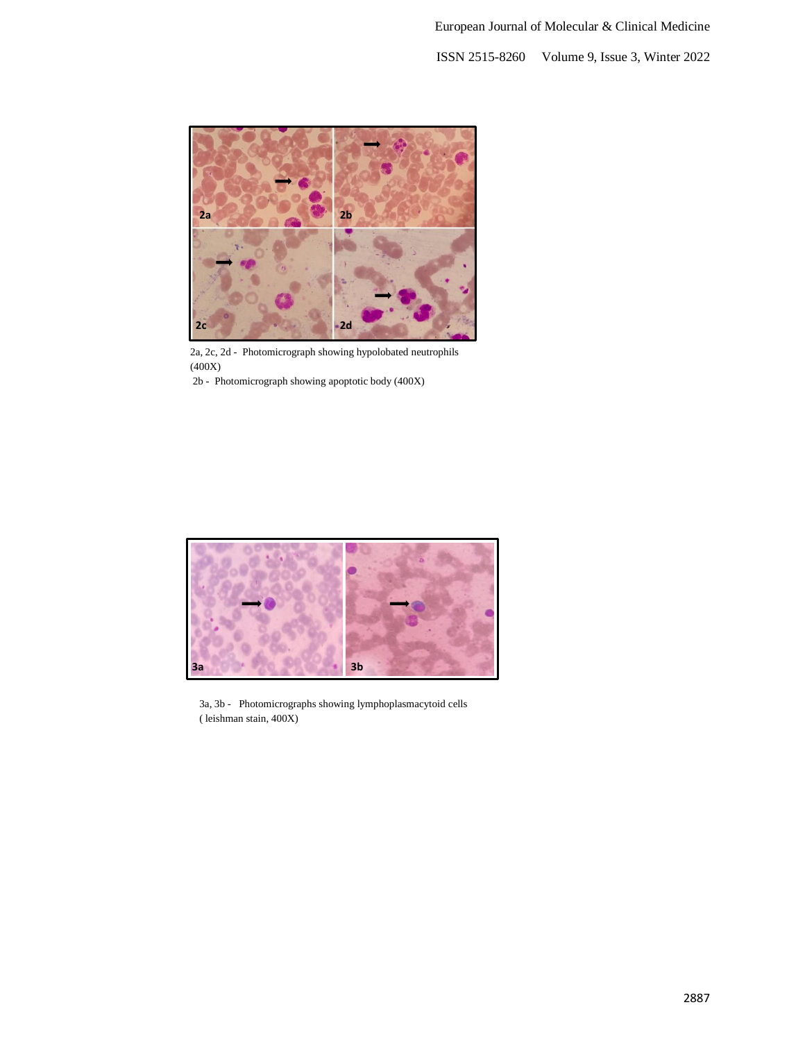2a, 2c, 2d - Photomicrograph showing hypolobated neutrophils (400X)

2b - Photomicrograph showing apoptotic body (400X)

3a, 3b - Photomicrographs showing lymphoplasmacytoid cells ( leishman stain, 400X)